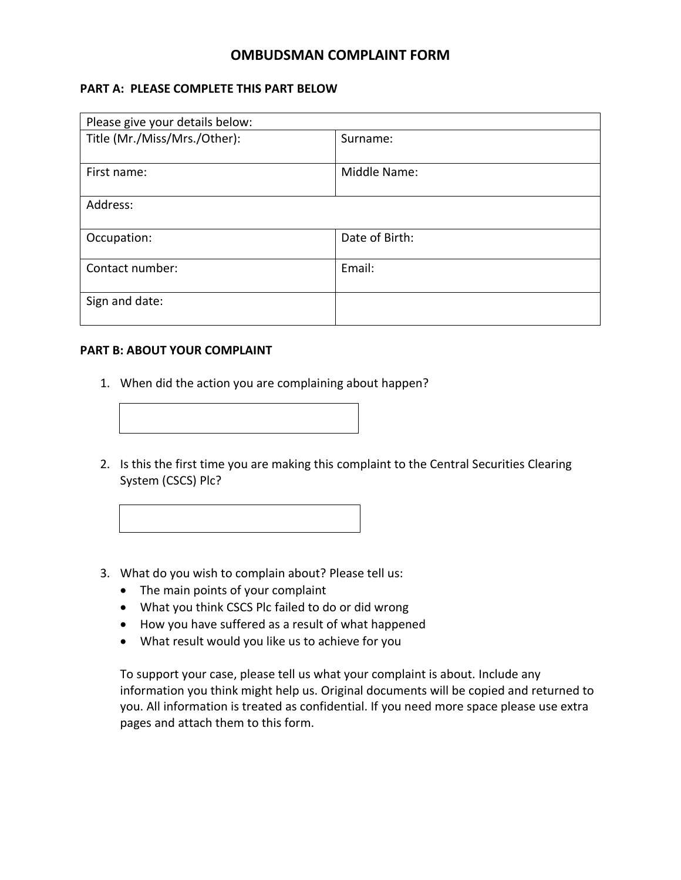# OMBUDSMAN COMPLAINT FORM

**PART A: PLEASE COMPLETE THIS PART BELOW**

| Please give your details below: | |
|---|---|
| Title (Mr./Miss/Mrs./Other): | Surname: |
| First name: | Middle Name: |
| Address: | |
| Occupation: | Date of Birth: |
| Contact number: | Email: |
| Sign and date: | |

**PART B: ABOUT YOUR COMPLAINT**

1. When did the action you are complaining about happen?

2. Is this the first time you are making this complaint to the Central Securities Clearing System (CSCS) Plc?

3. What do you wish to complain about? Please tell us:
   - The main points of your complaint
   - What you think CSCS Plc failed to do or did wrong
   - How you have suffered as a result of what happened
   - What result would you like us to achieve for you

   To support your case, please tell us what your complaint is about. Include any information you think might help us. Original documents will be copied and returned to you. All information is treated as confidential. If you need more space please use extra pages and attach them to this form.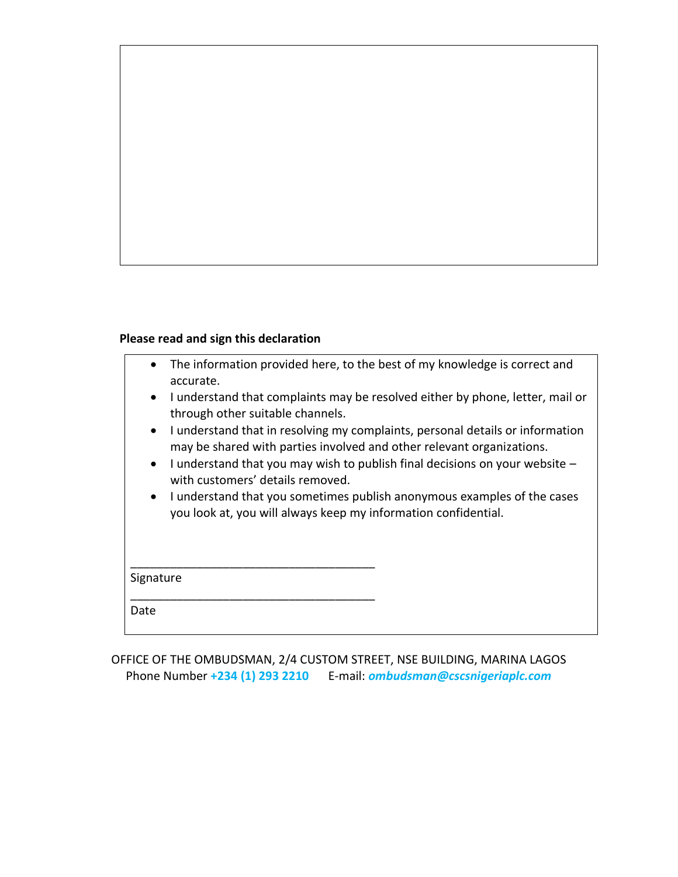**Please read and sign this declaration**

- The information provided here, to the best of my knowledge is correct and accurate.
- I understand that complaints may be resolved either by phone, letter, mail or through other suitable channels.
- I understand that in resolving my complaints, personal details or information may be shared with parties involved and other relevant organizations.
- I understand that you may wish to publish final decisions on your website – with customers' details removed.
- I understand that you sometimes publish anonymous examples of the cases you look at, you will always keep my information confidential.

______________________________________
Signature

______________________________________
Date

OFFICE OF THE OMBUDSMAN, 2/4 CUSTOM STREET, NSE BUILDING, MARINA LAGOS

Phone Number **+234 (1) 293 2210** E-mail: ***ombudsman@cscsnigeriaplc.com***